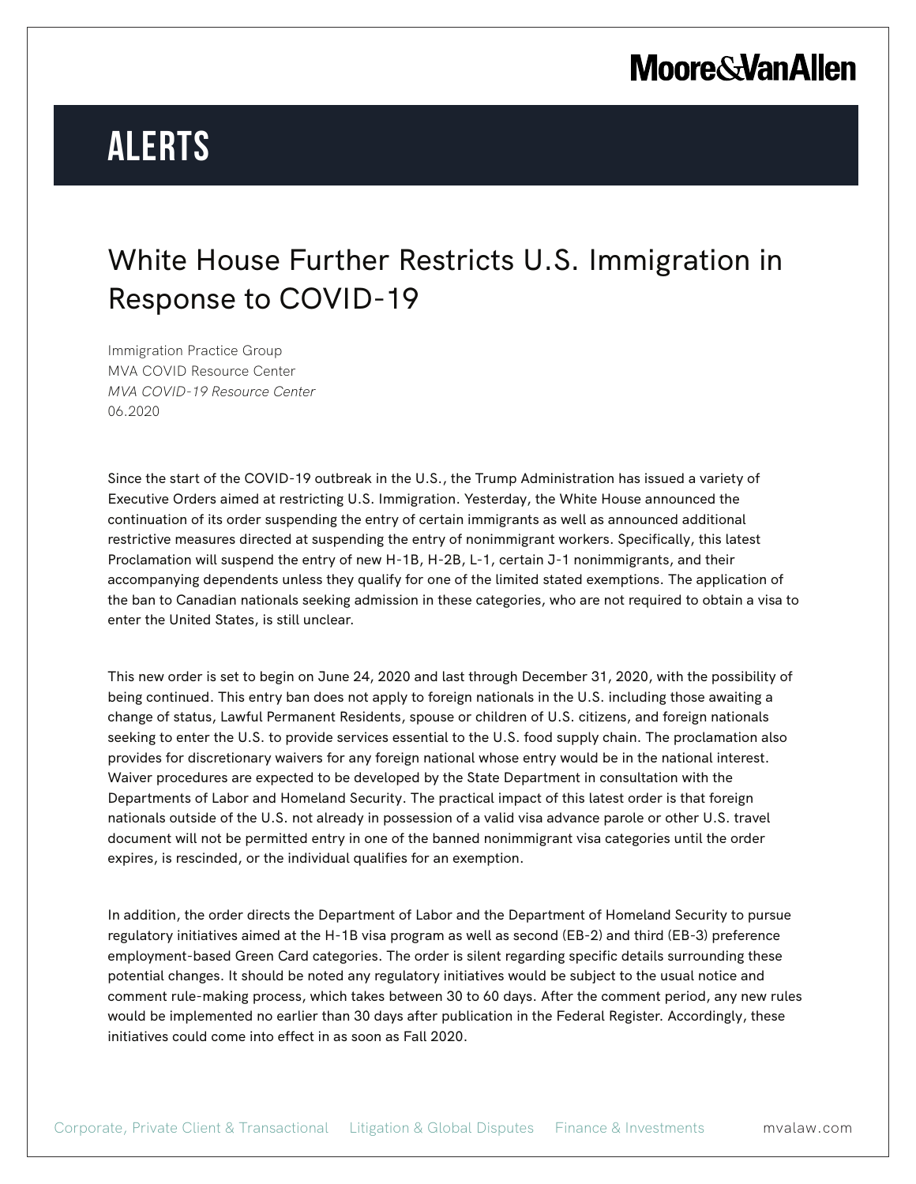# ALERTS

## White House Further Restricts U.S. Immigration in Response to COVID-19

Immigration Practice Group
MVA COVID Resource Center
*MVA COVID-19 Resource Center*
06.2020

Since the start of the COVID-19 outbreak in the U.S., the Trump Administration has issued a variety of Executive Orders aimed at restricting U.S. Immigration. Yesterday, the White House announced the continuation of its order suspending the entry of certain immigrants as well as announced additional restrictive measures directed at suspending the entry of nonimmigrant workers. Specifically, this latest Proclamation will suspend the entry of new H-1B, H-2B, L-1, certain J-1 nonimmigrants, and their accompanying dependents unless they qualify for one of the limited stated exemptions. The application of the ban to Canadian nationals seeking admission in these categories, who are not required to obtain a visa to enter the United States, is still unclear.

This new order is set to begin on June 24, 2020 and last through December 31, 2020, with the possibility of being continued. This entry ban does not apply to foreign nationals in the U.S. including those awaiting a change of status, Lawful Permanent Residents, spouse or children of U.S. citizens, and foreign nationals seeking to enter the U.S. to provide services essential to the U.S. food supply chain. The proclamation also provides for discretionary waivers for any foreign national whose entry would be in the national interest. Waiver procedures are expected to be developed by the State Department in consultation with the Departments of Labor and Homeland Security. The practical impact of this latest order is that foreign nationals outside of the U.S. not already in possession of a valid visa advance parole or other U.S. travel document will not be permitted entry in one of the banned nonimmigrant visa categories until the order expires, is rescinded, or the individual qualifies for an exemption.

In addition, the order directs the Department of Labor and the Department of Homeland Security to pursue regulatory initiatives aimed at the H-1B visa program as well as second (EB-2) and third (EB-3) preference employment-based Green Card categories. The order is silent regarding specific details surrounding these potential changes. It should be noted any regulatory initiatives would be subject to the usual notice and comment rule-making process, which takes between 30 to 60 days. After the comment period, any new rules would be implemented no earlier than 30 days after publication in the Federal Register. Accordingly, these initiatives could come into effect in as soon as Fall 2020.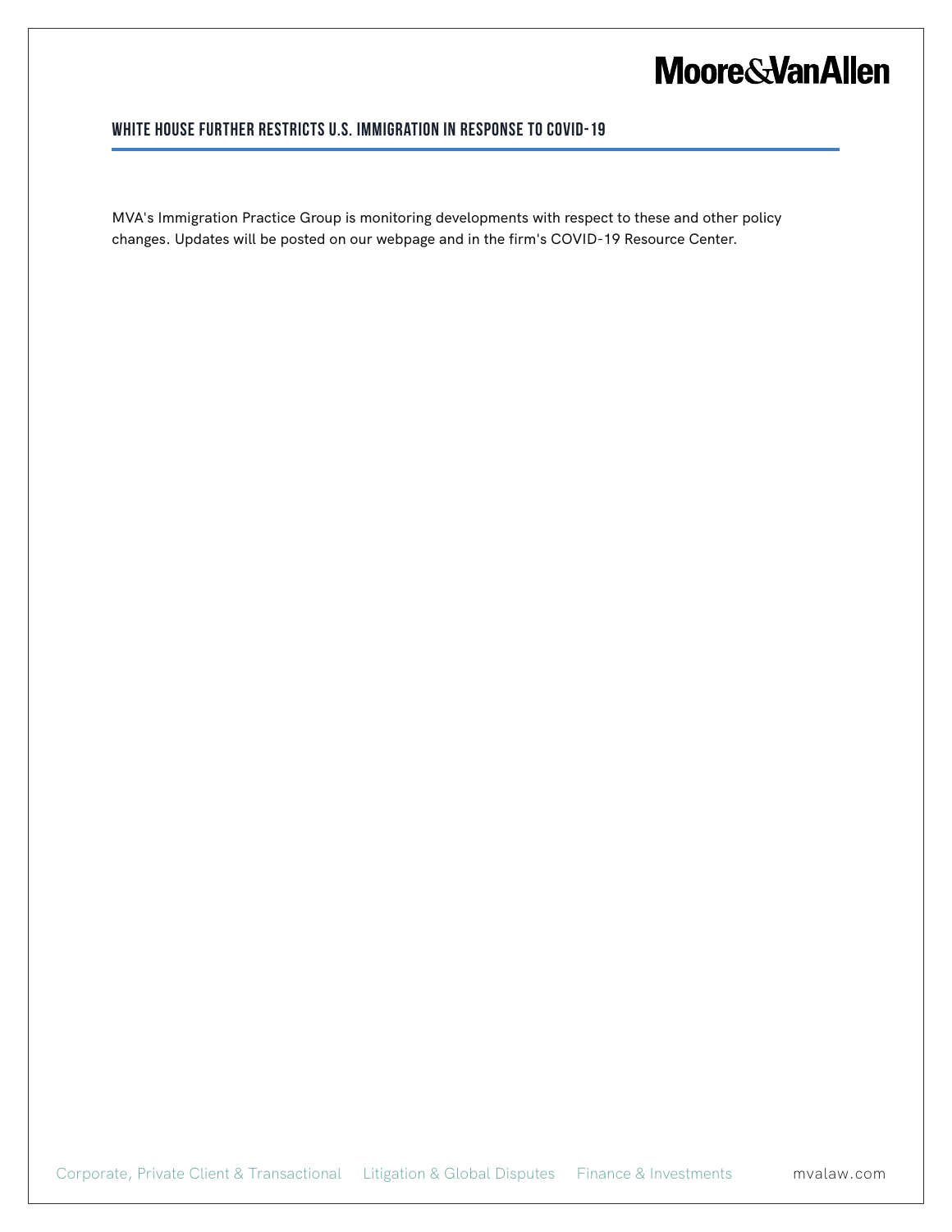MVA's Immigration Practice Group is monitoring developments with respect to these and other policy changes. Updates will be posted on our webpage and in the firm's COVID-19 Resource Center.